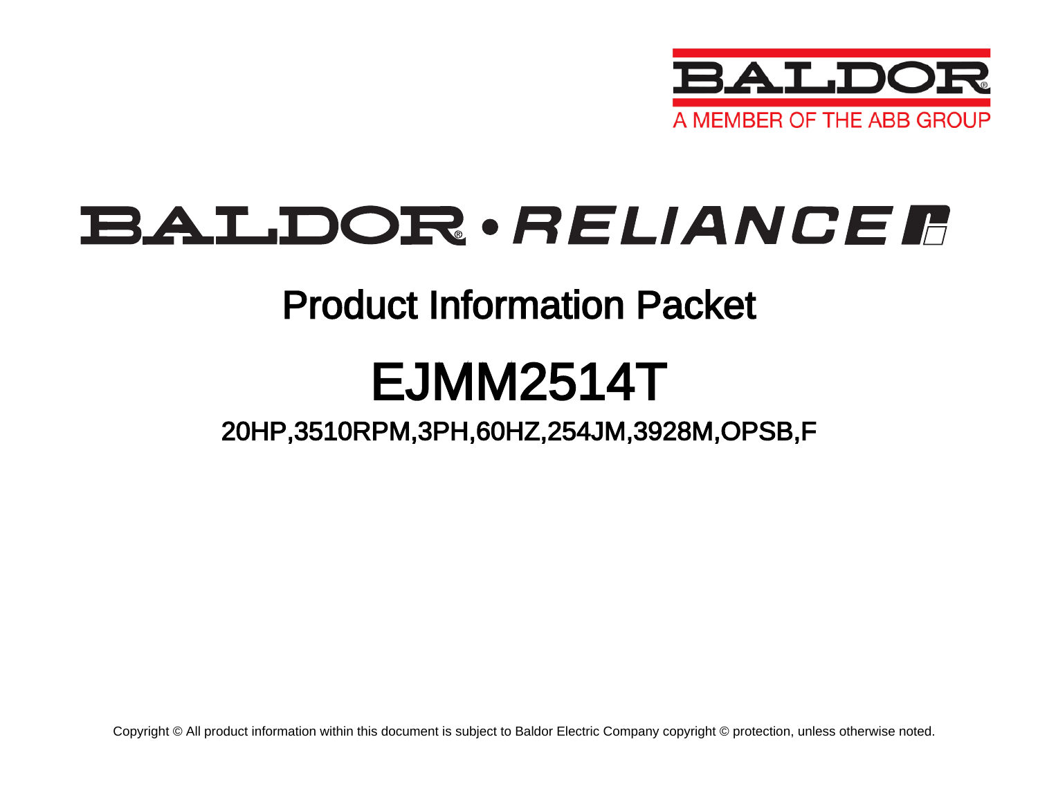BALDOR
A MEMBER OF THE ABB GROUP

BALDOR • RELIANCE

# Product Information Packet

# EJMM2514T

## 20HP,3510RPM,3PH,60HZ,254JM,3928M,OPSB,F

Copyright © All product information within this document is subject to Baldor Electric Company copyright © protection, unless otherwise noted.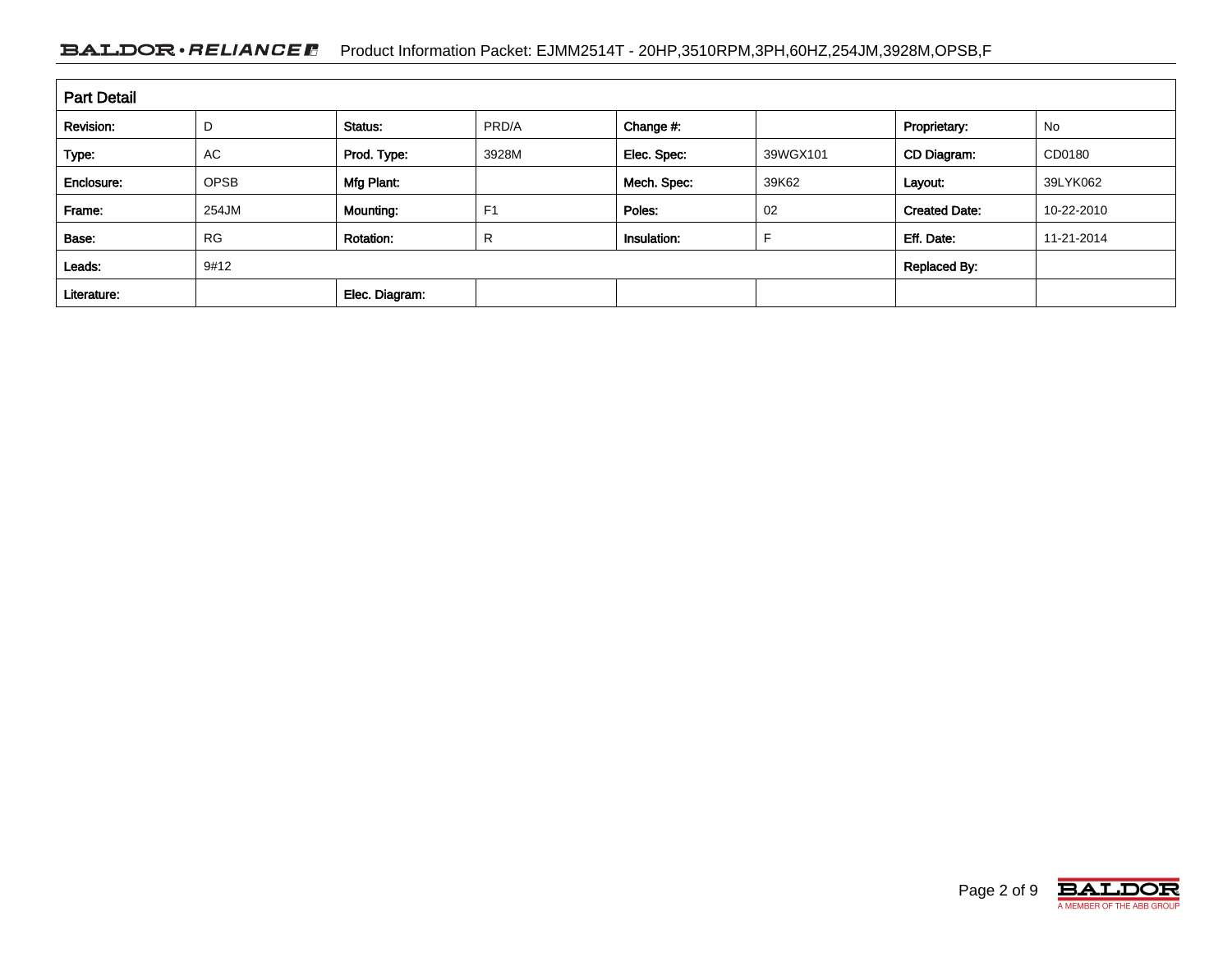## Part Detail

| Revision: | D | Status: | PRD/A | Change #: | | Proprietary: | No |
|---|---|---|---|---|---|---|---|
| Type: | AC | Prod. Type: | 3928M | Elec. Spec: | 39WGX101 | CD Diagram: | CD0180 |
| Enclosure: | OPSB | Mfg Plant: | | Mech. Spec: | 39K62 | Layout: | 39LYK062 |
| Frame: | 254JM | Mounting: | F1 | Poles: | 02 | Created Date: | 10-22-2010 |
| Base: | RG | Rotation: | R | Insulation: | F | Eff. Date: | 11-21-2014 |
| Leads: | 9#12 | | | | | Replaced By: | |
| Literature: | | Elec. Diagram: | | | | | |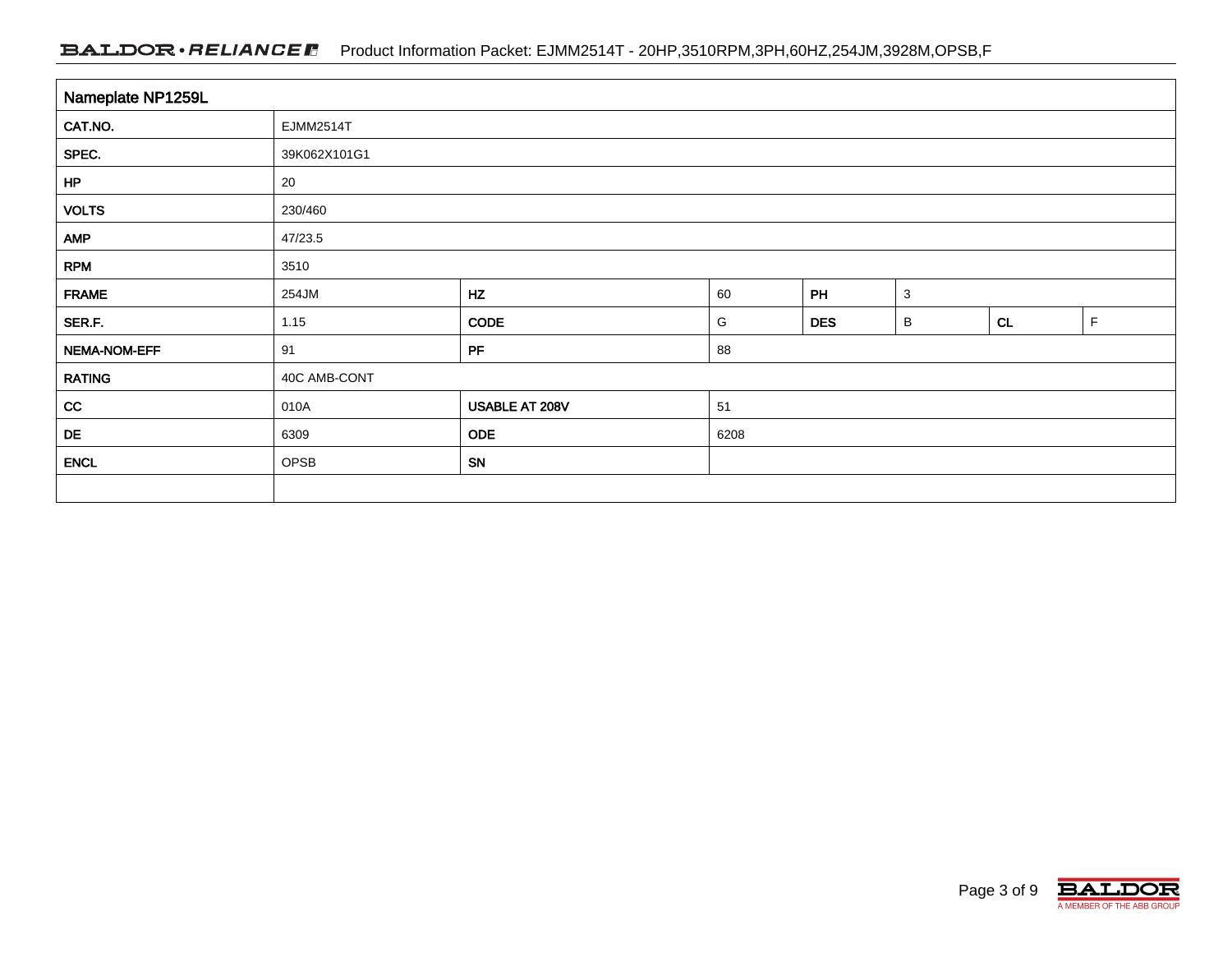| Nameplate NP1259L | | | | | | | |
|---|---|---|---|---|---|---|---|
| CAT.NO. | EJMM2514T | | | | | | |
| SPEC. | 39K062X101G1 | | | | | | |
| HP | 20 | | | | | | |
| VOLTS | 230/460 | | | | | | |
| AMP | 47/23.5 | | | | | | |
| RPM | 3510 | | | | | | |
| FRAME | 254JM | HZ | 60 | PH | 3 | | |
| SER.F. | 1.15 | CODE | G | DES | B | CL | F |
| NEMA-NOM-EFF | 91 | PF | 88 | | | | |
| RATING | 40C AMB-CONT | | | | | | |
| CC | 010A | USABLE AT 208V | 51 | | | | |
| DE | 6309 | ODE | 6208 | | | | |
| ENCL | OPSB | SN | | | | | |
| | | | | | | | |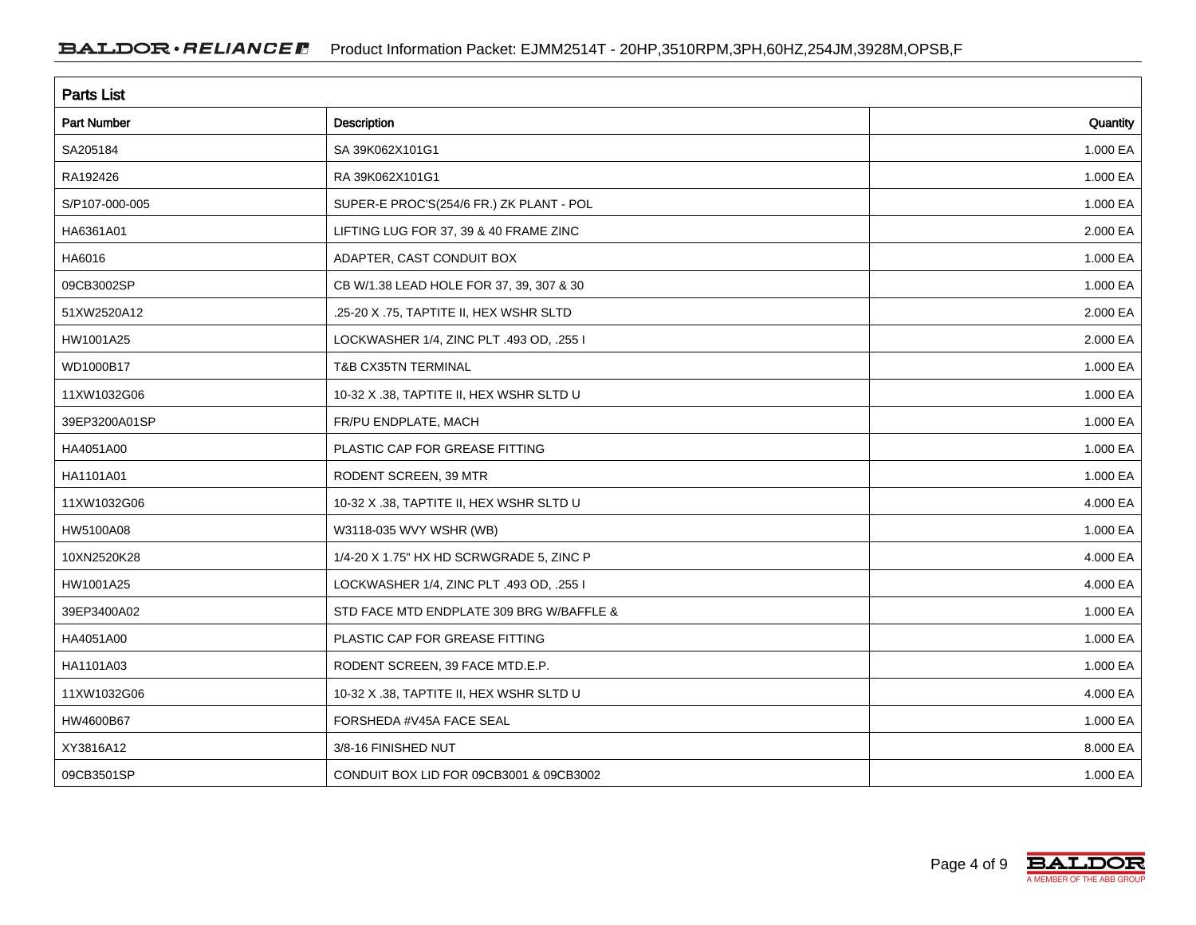## Parts List

| Part Number | Description | Quantity |
|---|---|---|
| SA205184 | SA 39K062X101G1 | 1.000 EA |
| RA192426 | RA 39K062X101G1 | 1.000 EA |
| S/P107-000-005 | SUPER-E PROC'S(254/6 FR.) ZK PLANT - POL | 1.000 EA |
| HA6361A01 | LIFTING LUG FOR 37, 39 & 40 FRAME ZINC | 2.000 EA |
| HA6016 | ADAPTER, CAST CONDUIT BOX | 1.000 EA |
| 09CB3002SP | CB W/1.38 LEAD HOLE FOR 37, 39, 307 & 30 | 1.000 EA |
| 51XW2520A12 | .25-20 X .75, TAPTITE II, HEX WSHR SLTD | 2.000 EA |
| HW1001A25 | LOCKWASHER 1/4, ZINC PLT .493 OD, .255 I | 2.000 EA |
| WD1000B17 | T&B CX35TN TERMINAL | 1.000 EA |
| 11XW1032G06 | 10-32 X .38, TAPTITE II, HEX WSHR SLTD U | 1.000 EA |
| 39EP3200A01SP | FR/PU ENDPLATE, MACH | 1.000 EA |
| HA4051A00 | PLASTIC CAP FOR GREASE FITTING | 1.000 EA |
| HA1101A01 | RODENT SCREEN, 39 MTR | 1.000 EA |
| 11XW1032G06 | 10-32 X .38, TAPTITE II, HEX WSHR SLTD U | 4.000 EA |
| HW5100A08 | W3118-035 WVY WSHR (WB) | 1.000 EA |
| 10XN2520K28 | 1/4-20 X 1.75" HX HD SCRWGRADE 5, ZINC P | 4.000 EA |
| HW1001A25 | LOCKWASHER 1/4, ZINC PLT .493 OD, .255 I | 4.000 EA |
| 39EP3400A02 | STD FACE MTD ENDPLATE 309 BRG W/BAFFLE & | 1.000 EA |
| HA4051A00 | PLASTIC CAP FOR GREASE FITTING | 1.000 EA |
| HA1101A03 | RODENT SCREEN, 39 FACE MTD.E.P. | 1.000 EA |
| 11XW1032G06 | 10-32 X .38, TAPTITE II, HEX WSHR SLTD U | 4.000 EA |
| HW4600B67 | FORSHEDA #V45A FACE SEAL | 1.000 EA |
| XY3816A12 | 3/8-16 FINISHED NUT | 8.000 EA |
| 09CB3501SP | CONDUIT BOX LID FOR 09CB3001 & 09CB3002 | 1.000 EA |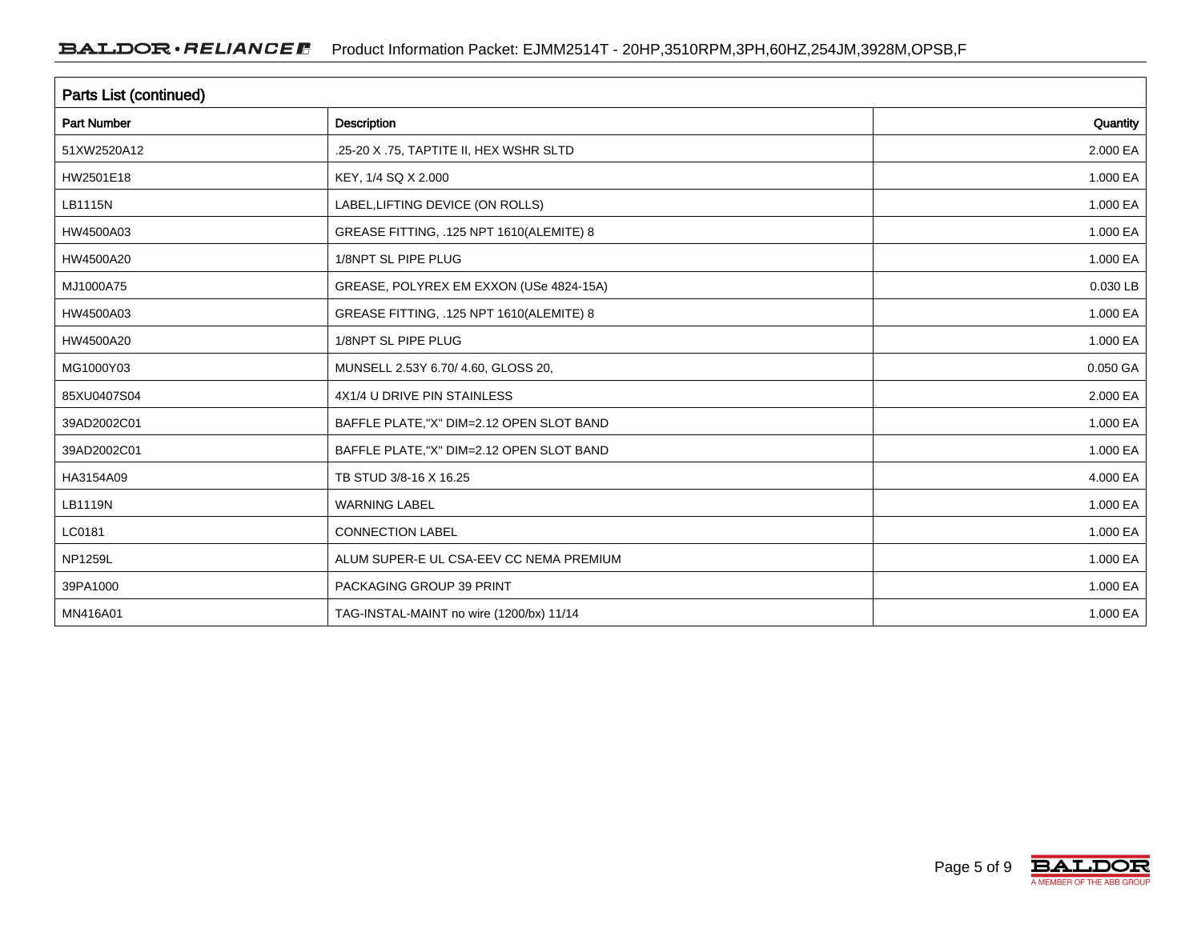## Parts List (continued)

| Part Number | Description | Quantity |
|---|---|---|
| 51XW2520A12 | .25-20 X .75, TAPTITE II, HEX WSHR SLTD | 2.000 EA |
| HW2501E18 | KEY, 1/4 SQ X 2.000 | 1.000 EA |
| LB1115N | LABEL,LIFTING DEVICE (ON ROLLS) | 1.000 EA |
| HW4500A03 | GREASE FITTING, .125 NPT 1610(ALEMITE) 8 | 1.000 EA |
| HW4500A20 | 1/8NPT SL PIPE PLUG | 1.000 EA |
| MJ1000A75 | GREASE, POLYREX EM EXXON (USe 4824-15A) | 0.030 LB |
| HW4500A03 | GREASE FITTING, .125 NPT 1610(ALEMITE) 8 | 1.000 EA |
| HW4500A20 | 1/8NPT SL PIPE PLUG | 1.000 EA |
| MG1000Y03 | MUNSELL 2.53Y 6.70/ 4.60, GLOSS 20, | 0.050 GA |
| 85XU0407S04 | 4X1/4 U DRIVE PIN STAINLESS | 2.000 EA |
| 39AD2002C01 | BAFFLE PLATE,"X" DIM=2.12 OPEN SLOT BAND | 1.000 EA |
| 39AD2002C01 | BAFFLE PLATE,"X" DIM=2.12 OPEN SLOT BAND | 1.000 EA |
| HA3154A09 | TB STUD 3/8-16 X 16.25 | 4.000 EA |
| LB1119N | WARNING LABEL | 1.000 EA |
| LC0181 | CONNECTION LABEL | 1.000 EA |
| NP1259L | ALUM SUPER-E UL CSA-EEV CC NEMA PREMIUM | 1.000 EA |
| 39PA1000 | PACKAGING GROUP 39 PRINT | 1.000 EA |
| MN416A01 | TAG-INSTAL-MAINT no wire (1200/bx) 11/14 | 1.000 EA |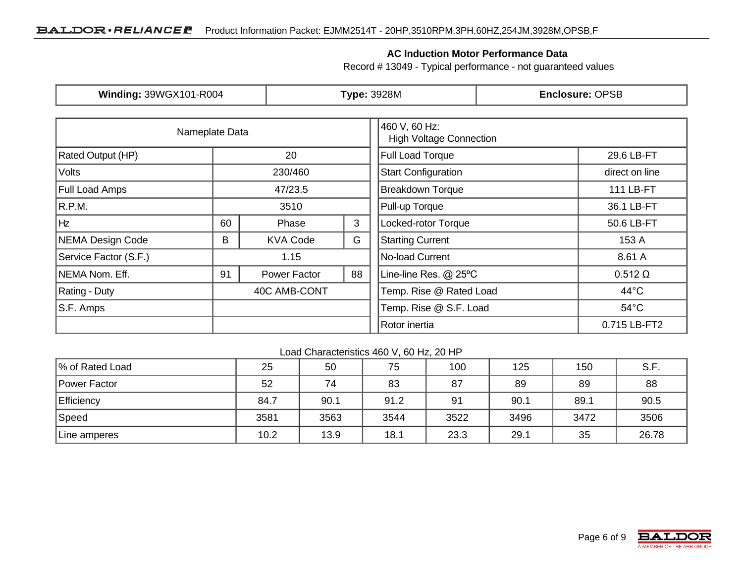## AC Induction Motor Performance Data

Record # 13049 - Typical performance - not guaranteed values

| **Winding:** 39WGX101-R004 | **Type:** 3928M | **Enclosure:** OPSB |
|---|---|---|

| Nameplate Data | | | | 460 V, 60 Hz: High Voltage Connection | |
|---|---|---|---|---|---|
| Rated Output (HP) | 20 | | | Full Load Torque | 29.6 LB-FT |
| Volts | 230/460 | | | Start Configuration | direct on line |
| Full Load Amps | 47/23.5 | | | Breakdown Torque | 111 LB-FT |
| R.P.M. | 3510 | | | Pull-up Torque | 36.1 LB-FT |
| Hz | 60 | Phase | 3 | Locked-rotor Torque | 50.6 LB-FT |
| NEMA Design Code | B | KVA Code | G | Starting Current | 153 A |
| Service Factor (S.F.) | 1.15 | | | No-load Current | 8.61 A |
| NEMA Nom. Eff. | 91 | Power Factor | 88 | Line-line Res. @ 25ºC | 0.512 Ω |
| Rating - Duty | 40C AMB-CONT | | | Temp. Rise @ Rated Load | 44°C |
| S.F. Amps | | | | Temp. Rise @ S.F. Load | 54°C |
| | | | | Rotor inertia | 0.715 LB-FT2 |

Load Characteristics 460 V, 60 Hz, 20 HP

| % of Rated Load | 25 | 50 | 75 | 100 | 125 | 150 | S.F. |
|---|---|---|---|---|---|---|---|
| Power Factor | 52 | 74 | 83 | 87 | 89 | 89 | 88 |
| Efficiency | 84.7 | 90.1 | 91.2 | 91 | 90.1 | 89.1 | 90.5 |
| Speed | 3581 | 3563 | 3544 | 3522 | 3496 | 3472 | 3506 |
| Line amperes | 10.2 | 13.9 | 18.1 | 23.3 | 29.1 | 35 | 26.78 |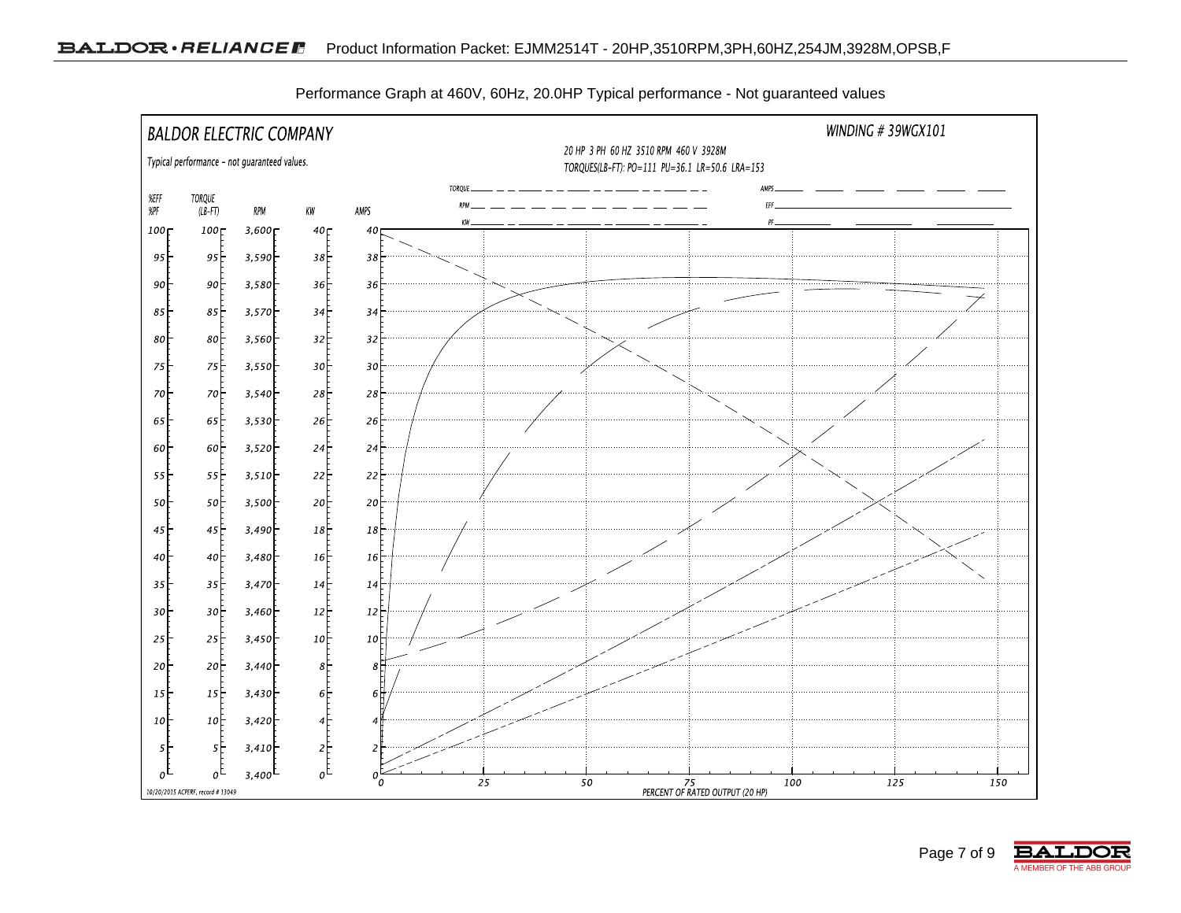Performance Graph at 460V, 60Hz, 20.0HP Typical performance - Not guaranteed values

BALDOR ELECTRIC COMPANY

Typical performance - not guaranteed values.

WINDING # 39WGX101

20 HP 3 PH 60 HZ 3510 RPM 460 V 3928M

TORQUES(LB-FT): PO=111 PU=36.1 LR=50.6 LRA=153

Legend: TORQUE, RPM, KW, AMPS, EFF, PF

| %EFF %PF | TORQUE (LB-FT) | RPM | KW | AMPS |
|---|---|---|---|---|
| 100 | 100 | 3,600 | 40 | 40 |
| 95 | 95 | 3,590 | 38 | 38 |
| 90 | 90 | 3,580 | 36 | 36 |
| 85 | 85 | 3,570 | 34 | 34 |
| 80 | 80 | 3,560 | 32 | 32 |
| 75 | 75 | 3,550 | 30 | 30 |
| 70 | 70 | 3,540 | 28 | 28 |
| 65 | 65 | 3,530 | 26 | 26 |
| 60 | 60 | 3,520 | 24 | 24 |
| 55 | 55 | 3,510 | 22 | 22 |
| 50 | 50 | 3,500 | 20 | 20 |
| 45 | 45 | 3,490 | 18 | 18 |
| 40 | 40 | 3,480 | 16 | 16 |
| 35 | 35 | 3,470 | 14 | 14 |
| 30 | 30 | 3,460 | 12 | 12 |
| 25 | 25 | 3,450 | 10 | 10 |
| 20 | 20 | 3,440 | 8 | 8 |
| 15 | 15 | 3,430 | 6 | 6 |
| 10 | 10 | 3,420 | 4 | 4 |
| 5 | 5 | 3,410 | 2 | 2 |
| 0 | 0 | 3,400 | 0 | 0 |

PERCENT OF RATED OUTPUT (20 HP): 0, 25, 50, 75, 100, 125, 150

10/20/2015 ACPERF, record # 13049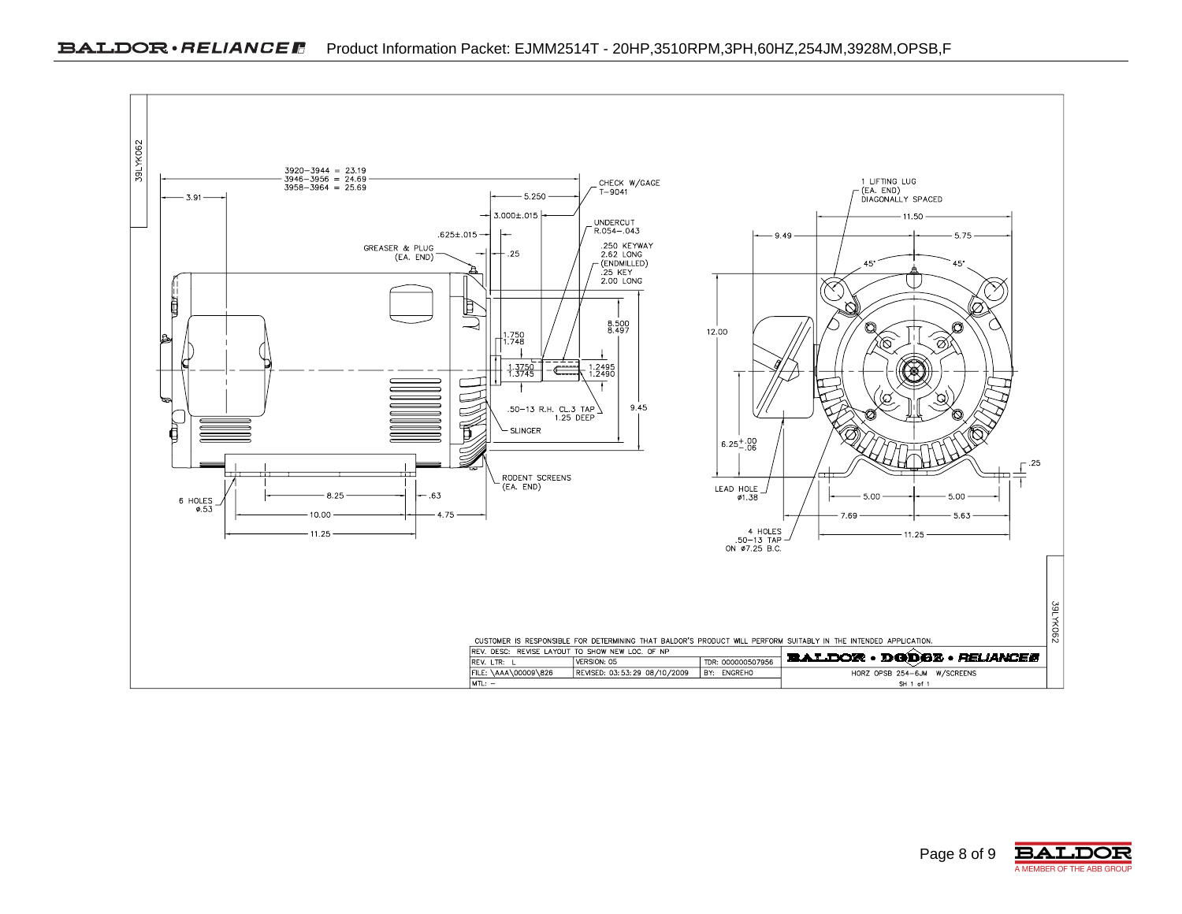# Product Information Packet: EJMM2514T - 20HP,3510RPM,3PH,60HZ,254JM,3928M,OPSB,F

39LYK062

3920–3944 = 23.19
3946–3956 = 24.69
3958–3964 = 25.69

3.91

CHECK W/GAGE T-9041

5.250

3.000±.015

UNDERCUT R.054–.043

.625±.015

GREASER & PLUG (EA. END)

.25

.250 KEYWAY 2.62 LONG (ENDMILLED) .25 KEY 2.00 LONG

8.500 / 8.497

1.750 / 1.748

1.3750 / 1.3745

1.2495 / 1.2490

.50–13 R.H. CL.3 TAP 1.25 DEEP

9.45

SLINGER

RODENT SCREENS (EA. END)

6 HOLES ø.53

8.25

.63

10.00

4.75

11.25

1 LIFTING LUG (EA. END) DIAGONALLY SPACED

11.50

9.49

5.75

45°

45°

12.00

6.25 +.00 / -.06

.25

LEAD HOLE ø1.38

5.00

5.00

7.69

5.63

4 HOLES .50–13 TAP ON ø7.25 B.C.

11.25

CUSTOMER IS RESPONSIBLE FOR DETERMINING THAT BALDOR'S PRODUCT WILL PERFORM SUITABLY IN THE INTENDED APPLICATION.

| REV. DESC: REVISE LAYOUT TO SHOW NEW LOC. OF NP | | | BALDOR • DODGE • RELIANCE |
|---|---|---|---|
| REV. LTR: L | VERSION: 05 | TDR: 000000507956 | |
| FILE: \AAA\00009\826 | REVISED: 03:53:29 08/10/2009 | BY: ENGREHO | HORZ OPSB 254-6JM W/SCREENS |
| MTL: – | | | SH 1 of 1 |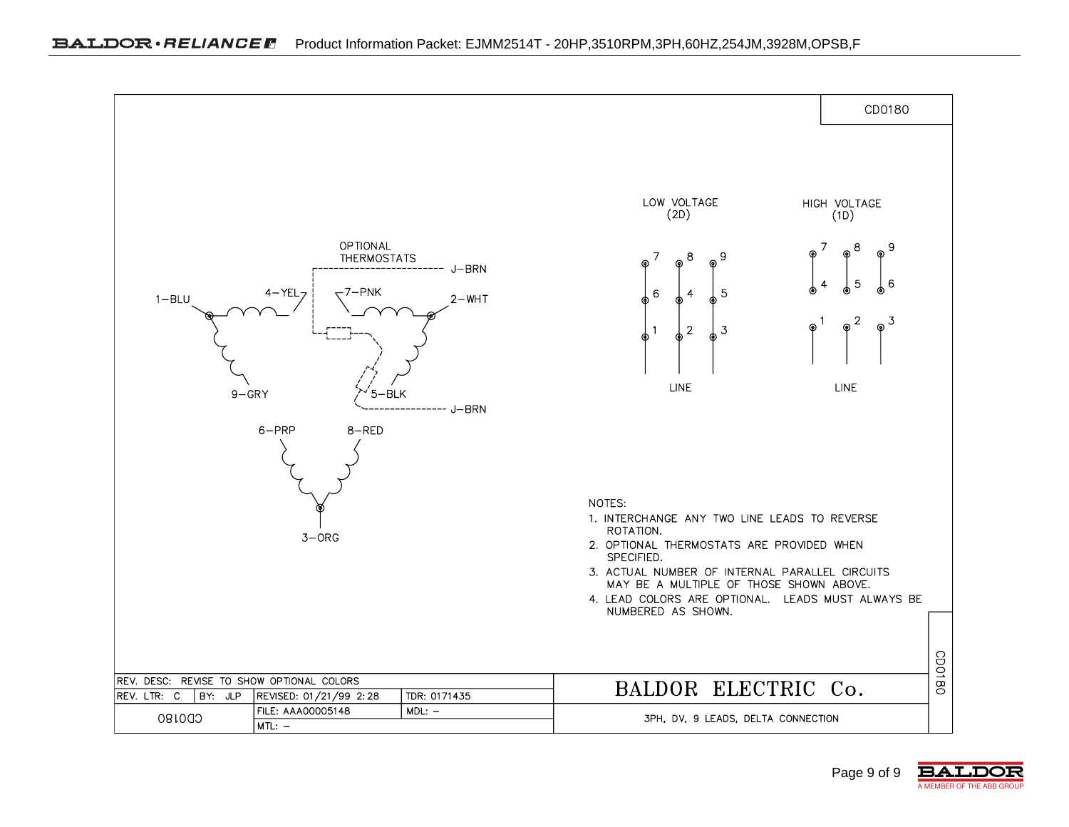CD0180

OPTIONAL THERMOSTATS

J–BRN

1–BLU

4–YEL

7–PNK

2–WHT

9–GRY

5–BLK

J–BRN

6–PRP

8–RED

3–ORG

LOW VOLTAGE (2D)

7 8 9

6 4 5

1 2 3

LINE

HIGH VOLTAGE (1D)

7 8 9

4 5 6

1 2 3

LINE

NOTES:

1. INTERCHANGE ANY TWO LINE LEADS TO REVERSE ROTATION.
2. OPTIONAL THERMOSTATS ARE PROVIDED WHEN SPECIFIED.
3. ACTUAL NUMBER OF INTERNAL PARALLEL CIRCUITS MAY BE A MULTIPLE OF THOSE SHOWN ABOVE.
4. LEAD COLORS ARE OPTIONAL. LEADS MUST ALWAYS BE NUMBERED AS SHOWN.

| | | | | |
|---|---|---|---|---|
| REV. DESC: REVISE TO SHOW OPTIONAL COLORS | | | | BALDOR ELECTRIC Co. |
| REV. LTR: C | BY: JLP | REVISED: 01/21/99 2:28 | TDR: 0171435 | |
| CD0180 | | FILE: AAA00005148 | MDL: – | 3PH, DV, 9 LEADS, DELTA CONNECTION |
| | | MTL: – | | |

CD0180